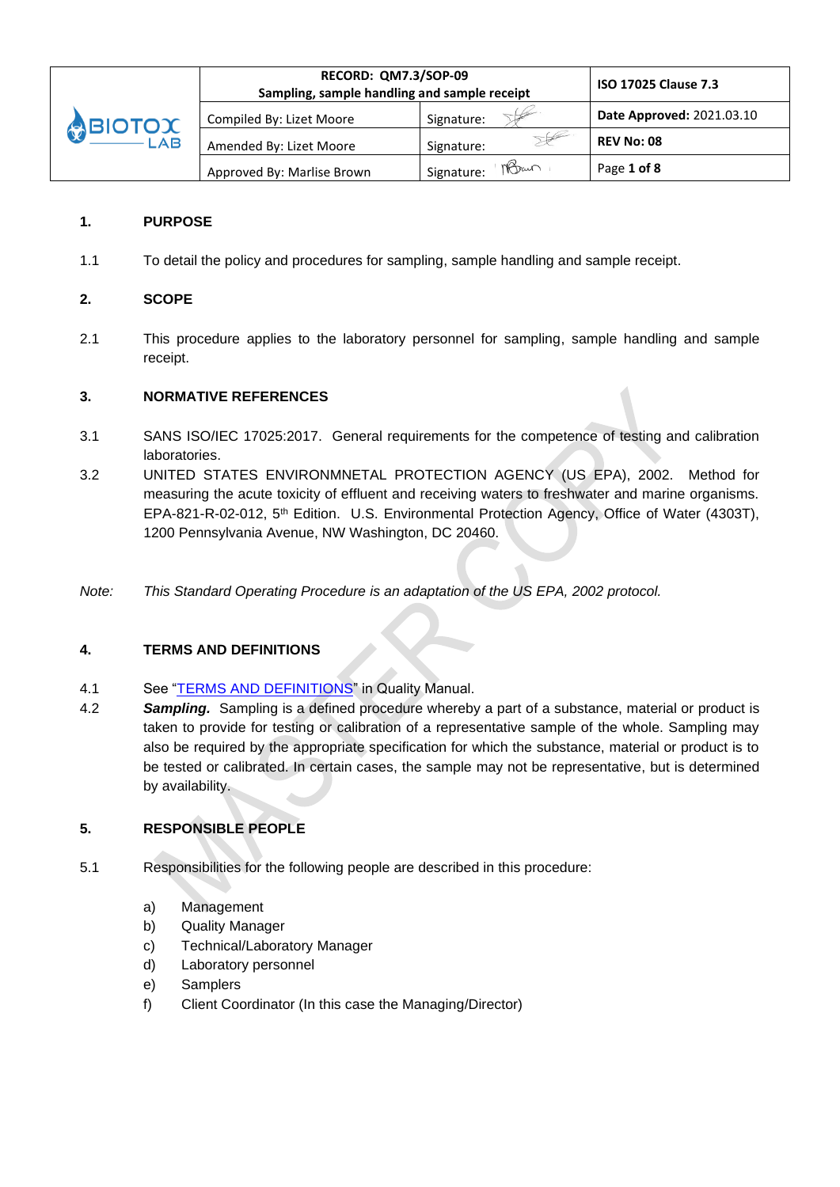| BIOTOX LAB | RECORD: QM7.3/SOP-09<br>Sampling, sample handling and sample receipt | | ISO 17025 Clause 7.3 |
|---|---|---|---|
| | Compiled By: Lizet Moore | Signature: | Date Approved: 2021.03.10 |
| | Amended By: Lizet Moore | Signature: | REV No: 08 |
| | Approved By: Marlise Brown | Signature: | Page 1 of 8 |

## 1. PURPOSE

1.1 To detail the policy and procedures for sampling, sample handling and sample receipt.

## 2. SCOPE

2.1 This procedure applies to the laboratory personnel for sampling, sample handling and sample receipt.

## 3. NORMATIVE REFERENCES

3.1 SANS ISO/IEC 17025:2017. General requirements for the competence of testing and calibration laboratories.

3.2 UNITED STATES ENVIRONMNETAL PROTECTION AGENCY (US EPA), 2002. Method for measuring the acute toxicity of effluent and receiving waters to freshwater and marine organisms. EPA-821-R-02-012, 5th Edition. U.S. Environmental Protection Agency, Office of Water (4303T), 1200 Pennsylvania Avenue, NW Washington, DC 20460.

*Note: This Standard Operating Procedure is an adaptation of the US EPA, 2002 protocol.*

## 4. TERMS AND DEFINITIONS

4.1 See "TERMS AND DEFINITIONS" in Quality Manual.

4.2 ***Sampling.*** Sampling is a defined procedure whereby a part of a substance, material or product is taken to provide for testing or calibration of a representative sample of the whole. Sampling may also be required by the appropriate specification for which the substance, material or product is to be tested or calibrated. In certain cases, the sample may not be representative, but is determined by availability.

## 5. RESPONSIBLE PEOPLE

5.1 Responsibilities for the following people are described in this procedure:

a) Management
b) Quality Manager
c) Technical/Laboratory Manager
d) Laboratory personnel
e) Samplers
f) Client Coordinator (In this case the Managing/Director)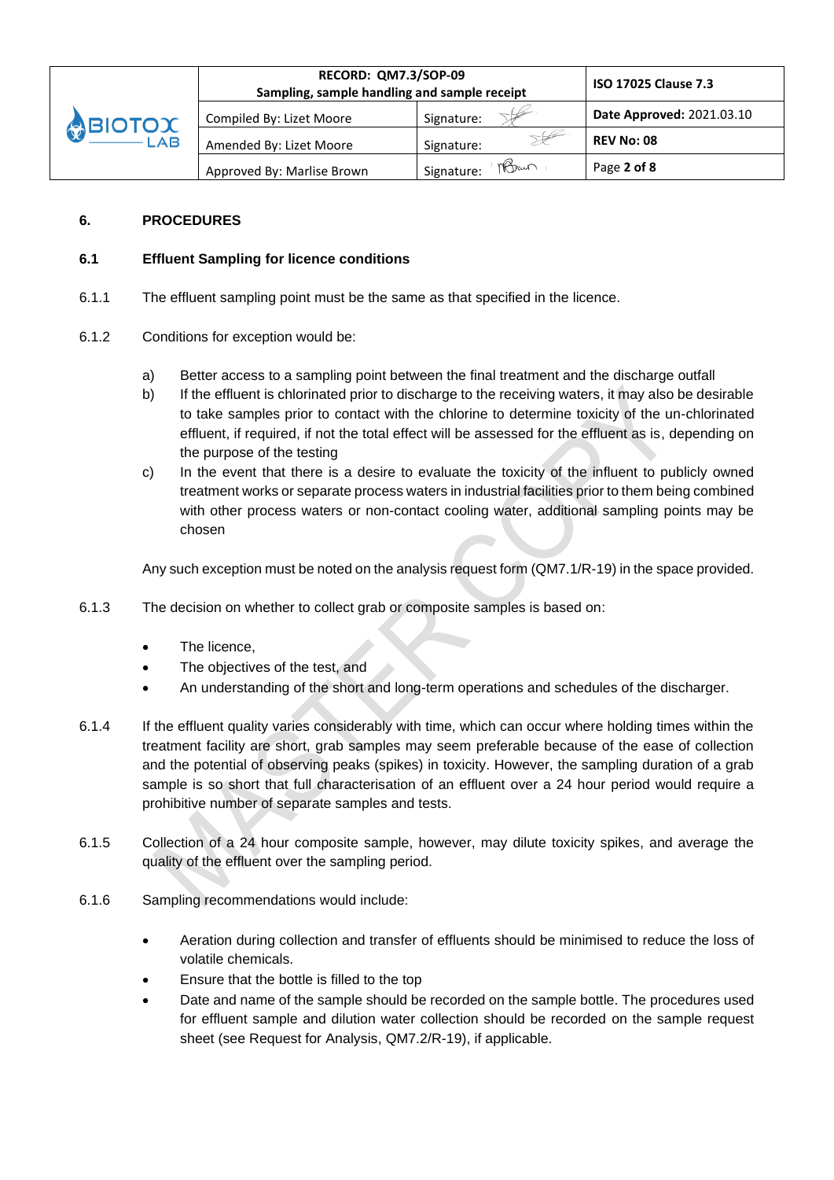## 6. PROCEDURES

### 6.1 Effluent Sampling for licence conditions

6.1.1 The effluent sampling point must be the same as that specified in the licence.

6.1.2 Conditions for exception would be:

a) Better access to a sampling point between the final treatment and the discharge outfall

b) If the effluent is chlorinated prior to discharge to the receiving waters, it may also be desirable to take samples prior to contact with the chlorine to determine toxicity of the un-chlorinated effluent, if required, if not the total effect will be assessed for the effluent as is, depending on the purpose of the testing

c) In the event that there is a desire to evaluate the toxicity of the influent to publicly owned treatment works or separate process waters in industrial facilities prior to them being combined with other process waters or non-contact cooling water, additional sampling points may be chosen

Any such exception must be noted on the analysis request form (QM7.1/R-19) in the space provided.

6.1.3 The decision on whether to collect grab or composite samples is based on:

- The licence,
- The objectives of the test, and
- An understanding of the short and long-term operations and schedules of the discharger.

6.1.4 If the effluent quality varies considerably with time, which can occur where holding times within the treatment facility are short, grab samples may seem preferable because of the ease of collection and the potential of observing peaks (spikes) in toxicity. However, the sampling duration of a grab sample is so short that full characterisation of an effluent over a 24 hour period would require a prohibitive number of separate samples and tests.

6.1.5 Collection of a 24 hour composite sample, however, may dilute toxicity spikes, and average the quality of the effluent over the sampling period.

6.1.6 Sampling recommendations would include:

- Aeration during collection and transfer of effluents should be minimised to reduce the loss of volatile chemicals.
- Ensure that the bottle is filled to the top
- Date and name of the sample should be recorded on the sample bottle. The procedures used for effluent sample and dilution water collection should be recorded on the sample request sheet (see Request for Analysis, QM7.2/R-19), if applicable.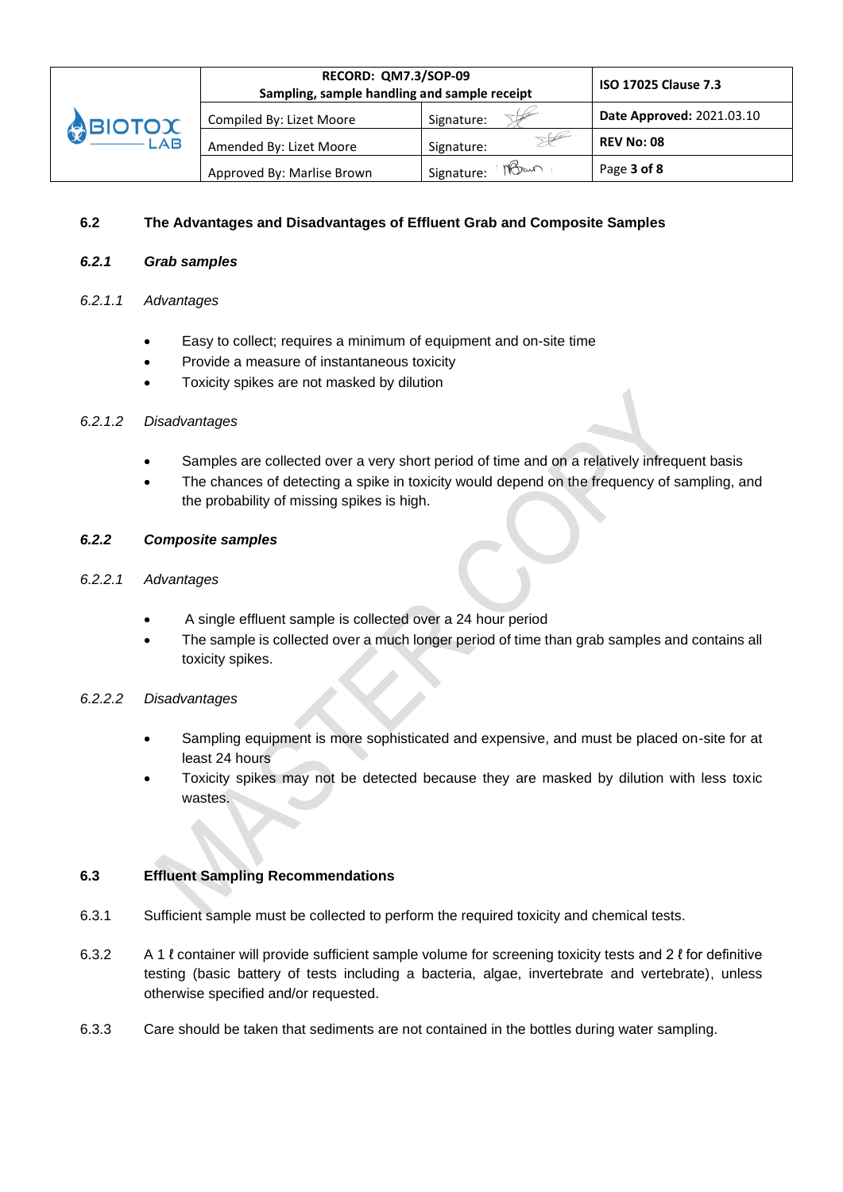## 6.2 The Advantages and Disadvantages of Effluent Grab and Composite Samples

### *6.2.1 Grab samples*

*6.2.1.1 Advantages*

- Easy to collect; requires a minimum of equipment and on-site time
- Provide a measure of instantaneous toxicity
- Toxicity spikes are not masked by dilution

*6.2.1.2 Disadvantages*

- Samples are collected over a very short period of time and on a relatively infrequent basis
- The chances of detecting a spike in toxicity would depend on the frequency of sampling, and the probability of missing spikes is high.

### *6.2.2 Composite samples*

*6.2.2.1 Advantages*

- A single effluent sample is collected over a 24 hour period
- The sample is collected over a much longer period of time than grab samples and contains all toxicity spikes.

*6.2.2.2 Disadvantages*

- Sampling equipment is more sophisticated and expensive, and must be placed on-site for at least 24 hours
- Toxicity spikes may not be detected because they are masked by dilution with less toxic wastes.

## 6.3 Effluent Sampling Recommendations

6.3.1 Sufficient sample must be collected to perform the required toxicity and chemical tests.

6.3.2 A 1 ℓ container will provide sufficient sample volume for screening toxicity tests and 2 ℓ for definitive testing (basic battery of tests including a bacteria, algae, invertebrate and vertebrate), unless otherwise specified and/or requested.

6.3.3 Care should be taken that sediments are not contained in the bottles during water sampling.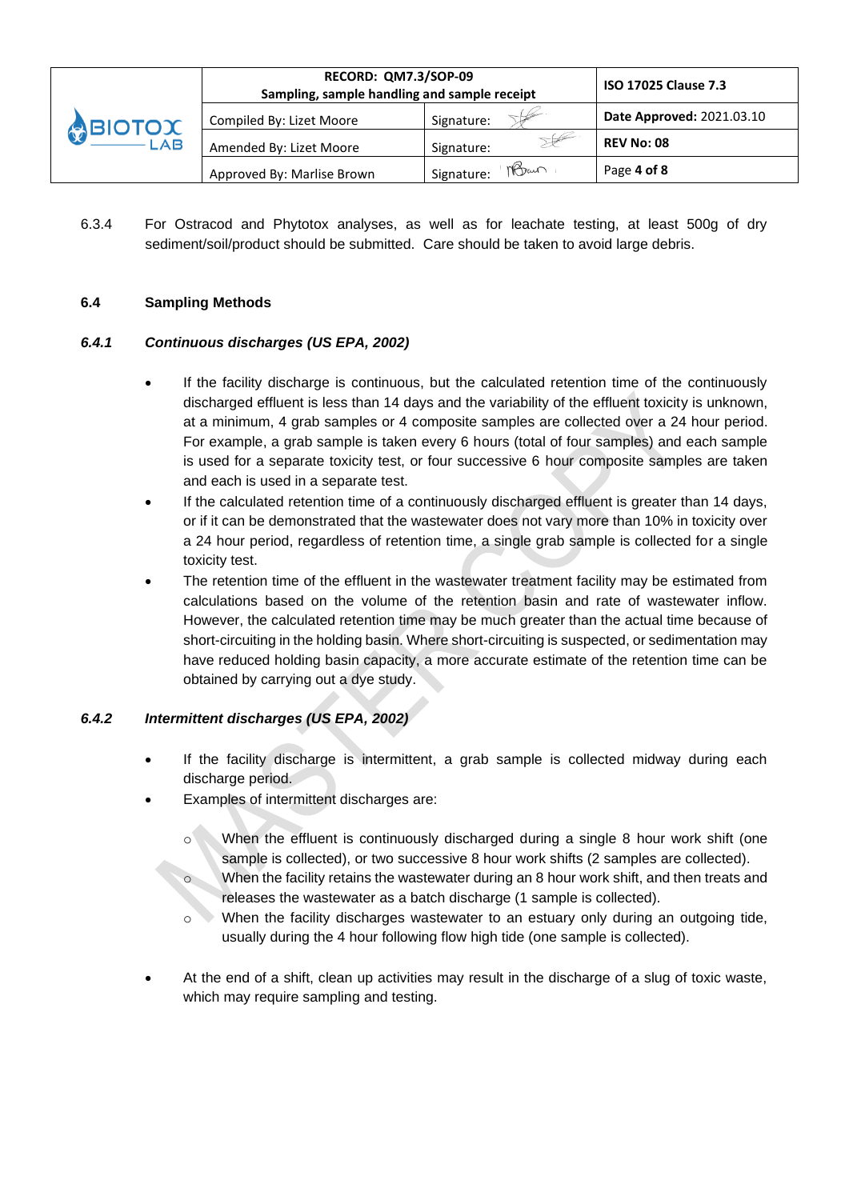6.3.4 For Ostracod and Phytotox analyses, as well as for leachate testing, at least 500g of dry sediment/soil/product should be submitted. Care should be taken to avoid large debris.

## 6.4 Sampling Methods

### *6.4.1 Continuous discharges (US EPA, 2002)*

- If the facility discharge is continuous, but the calculated retention time of the continuously discharged effluent is less than 14 days and the variability of the effluent toxicity is unknown, at a minimum, 4 grab samples or 4 composite samples are collected over a 24 hour period. For example, a grab sample is taken every 6 hours (total of four samples) and each sample is used for a separate toxicity test, or four successive 6 hour composite samples are taken and each is used in a separate test.
- If the calculated retention time of a continuously discharged effluent is greater than 14 days, or if it can be demonstrated that the wastewater does not vary more than 10% in toxicity over a 24 hour period, regardless of retention time, a single grab sample is collected for a single toxicity test.
- The retention time of the effluent in the wastewater treatment facility may be estimated from calculations based on the volume of the retention basin and rate of wastewater inflow. However, the calculated retention time may be much greater than the actual time because of short-circuiting in the holding basin. Where short-circuiting is suspected, or sedimentation may have reduced holding basin capacity, a more accurate estimate of the retention time can be obtained by carrying out a dye study.

### *6.4.2 Intermittent discharges (US EPA, 2002)*

- If the facility discharge is intermittent, a grab sample is collected midway during each discharge period.
- Examples of intermittent discharges are:
  - When the effluent is continuously discharged during a single 8 hour work shift (one sample is collected), or two successive 8 hour work shifts (2 samples are collected).
  - When the facility retains the wastewater during an 8 hour work shift, and then treats and releases the wastewater as a batch discharge (1 sample is collected).
  - When the facility discharges wastewater to an estuary only during an outgoing tide, usually during the 4 hour following flow high tide (one sample is collected).
- At the end of a shift, clean up activities may result in the discharge of a slug of toxic waste, which may require sampling and testing.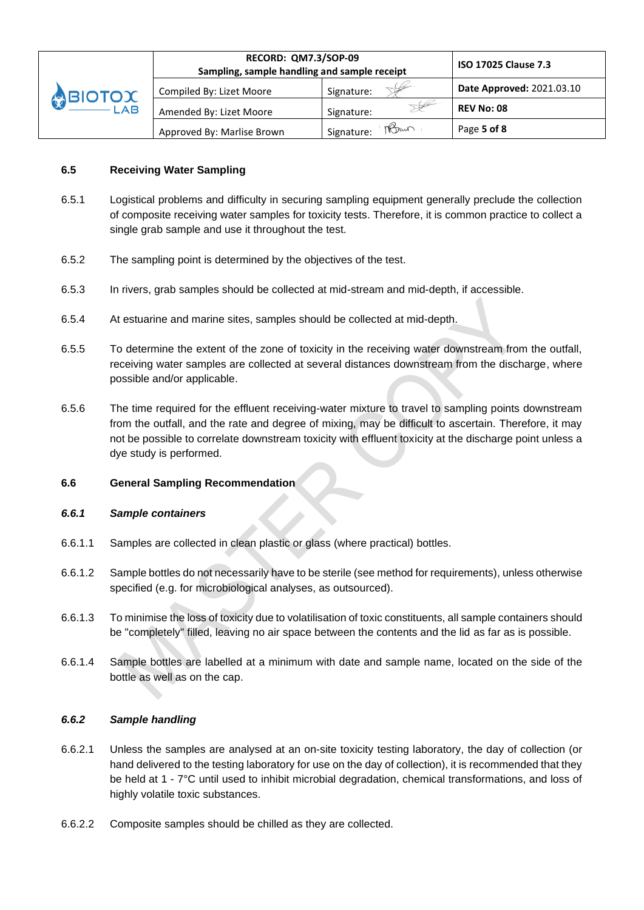## 6.5 Receiving Water Sampling

6.5.1 Logistical problems and difficulty in securing sampling equipment generally preclude the collection of composite receiving water samples for toxicity tests. Therefore, it is common practice to collect a single grab sample and use it throughout the test.

6.5.2 The sampling point is determined by the objectives of the test.

6.5.3 In rivers, grab samples should be collected at mid-stream and mid-depth, if accessible.

6.5.4 At estuarine and marine sites, samples should be collected at mid-depth.

6.5.5 To determine the extent of the zone of toxicity in the receiving water downstream from the outfall, receiving water samples are collected at several distances downstream from the discharge, where possible and/or applicable.

6.5.6 The time required for the effluent receiving-water mixture to travel to sampling points downstream from the outfall, and the rate and degree of mixing, may be difficult to ascertain. Therefore, it may not be possible to correlate downstream toxicity with effluent toxicity at the discharge point unless a dye study is performed.

## 6.6 General Sampling Recommendation

### *6.6.1 Sample containers*

6.6.1.1 Samples are collected in clean plastic or glass (where practical) bottles.

6.6.1.2 Sample bottles do not necessarily have to be sterile (see method for requirements), unless otherwise specified (e.g. for microbiological analyses, as outsourced).

6.6.1.3 To minimise the loss of toxicity due to volatilisation of toxic constituents, all sample containers should be "completely" filled, leaving no air space between the contents and the lid as far as is possible.

6.6.1.4 Sample bottles are labelled at a minimum with date and sample name, located on the side of the bottle as well as on the cap.

### *6.6.2 Sample handling*

6.6.2.1 Unless the samples are analysed at an on-site toxicity testing laboratory, the day of collection (or hand delivered to the testing laboratory for use on the day of collection), it is recommended that they be held at 1 - 7°C until used to inhibit microbial degradation, chemical transformations, and loss of highly volatile toxic substances.

6.6.2.2 Composite samples should be chilled as they are collected.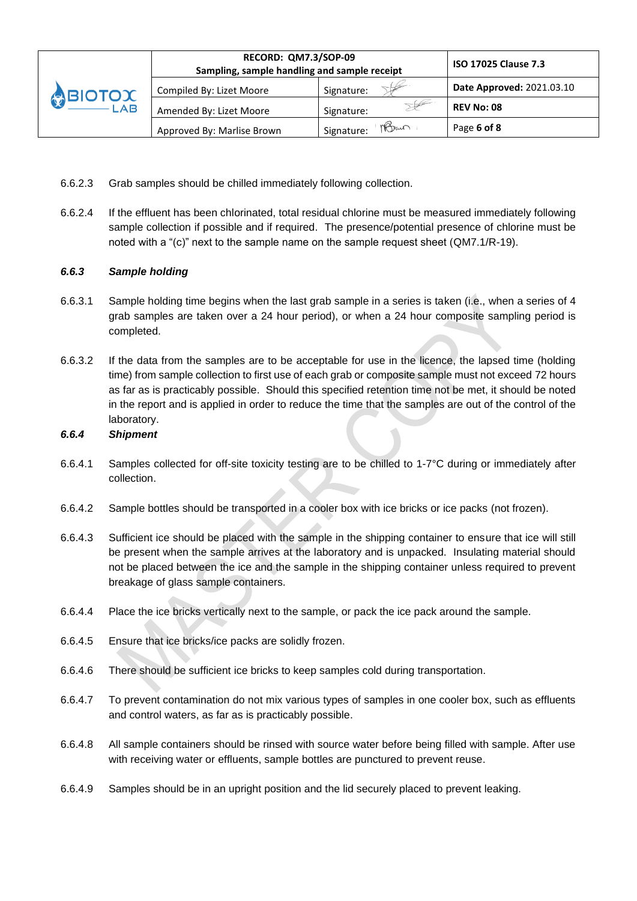6.6.2.3 Grab samples should be chilled immediately following collection.

6.6.2.4 If the effluent has been chlorinated, total residual chlorine must be measured immediately following sample collection if possible and if required. The presence/potential presence of chlorine must be noted with a "(c)" next to the sample name on the sample request sheet (QM7.1/R-19).

### *6.6.3 Sample holding*

6.6.3.1 Sample holding time begins when the last grab sample in a series is taken (i.e., when a series of 4 grab samples are taken over a 24 hour period), or when a 24 hour composite sampling period is completed.

6.6.3.2 If the data from the samples are to be acceptable for use in the licence, the lapsed time (holding time) from sample collection to first use of each grab or composite sample must not exceed 72 hours as far as is practicably possible. Should this specified retention time not be met, it should be noted in the report and is applied in order to reduce the time that the samples are out of the control of the laboratory.

### *6.6.4 Shipment*

6.6.4.1 Samples collected for off-site toxicity testing are to be chilled to 1-7°C during or immediately after collection.

6.6.4.2 Sample bottles should be transported in a cooler box with ice bricks or ice packs (not frozen).

6.6.4.3 Sufficient ice should be placed with the sample in the shipping container to ensure that ice will still be present when the sample arrives at the laboratory and is unpacked. Insulating material should not be placed between the ice and the sample in the shipping container unless required to prevent breakage of glass sample containers.

6.6.4.4 Place the ice bricks vertically next to the sample, or pack the ice pack around the sample.

6.6.4.5 Ensure that ice bricks/ice packs are solidly frozen.

6.6.4.6 There should be sufficient ice bricks to keep samples cold during transportation.

6.6.4.7 To prevent contamination do not mix various types of samples in one cooler box, such as effluents and control waters, as far as is practicably possible.

6.6.4.8 All sample containers should be rinsed with source water before being filled with sample. After use with receiving water or effluents, sample bottles are punctured to prevent reuse.

6.6.4.9 Samples should be in an upright position and the lid securely placed to prevent leaking.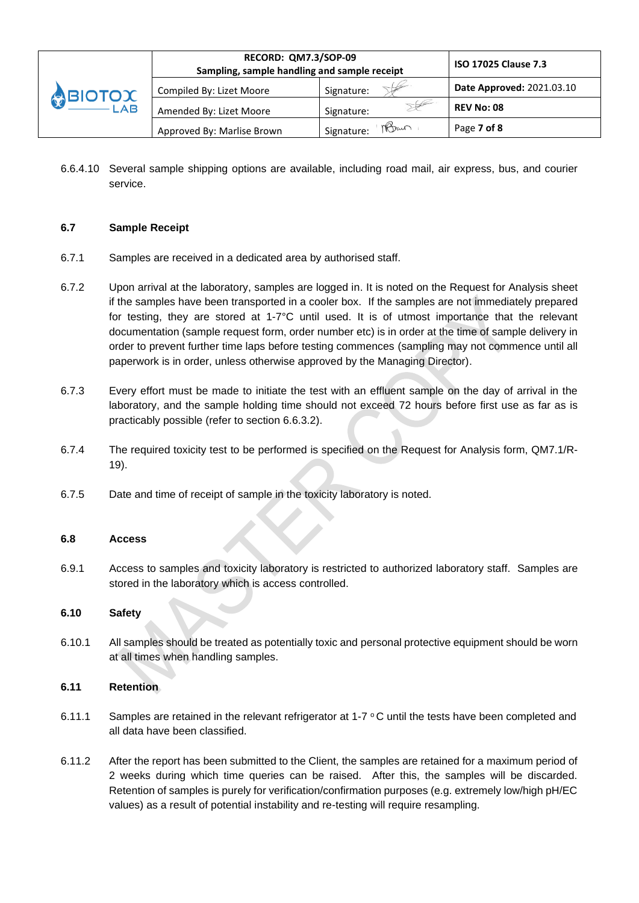6.6.4.10 Several sample shipping options are available, including road mail, air express, bus, and courier service.

## 6.7 Sample Receipt

6.7.1 Samples are received in a dedicated area by authorised staff.

6.7.2 Upon arrival at the laboratory, samples are logged in. It is noted on the Request for Analysis sheet if the samples have been transported in a cooler box. If the samples are not immediately prepared for testing, they are stored at 1-7°C until used. It is of utmost importance that the relevant documentation (sample request form, order number etc) is in order at the time of sample delivery in order to prevent further time laps before testing commences (sampling may not commence until all paperwork is in order, unless otherwise approved by the Managing Director).

6.7.3 Every effort must be made to initiate the test with an effluent sample on the day of arrival in the laboratory, and the sample holding time should not exceed 72 hours before first use as far as is practicably possible (refer to section 6.6.3.2).

6.7.4 The required toxicity test to be performed is specified on the Request for Analysis form, QM7.1/R-19).

6.7.5 Date and time of receipt of sample in the toxicity laboratory is noted.

## 6.8 Access

6.9.1 Access to samples and toxicity laboratory is restricted to authorized laboratory staff. Samples are stored in the laboratory which is access controlled.

## 6.10 Safety

6.10.1 All samples should be treated as potentially toxic and personal protective equipment should be worn at all times when handling samples.

## 6.11 Retention

6.11.1 Samples are retained in the relevant refrigerator at 1-7 °C until the tests have been completed and all data have been classified.

6.11.2 After the report has been submitted to the Client, the samples are retained for a maximum period of 2 weeks during which time queries can be raised. After this, the samples will be discarded. Retention of samples is purely for verification/confirmation purposes (e.g. extremely low/high pH/EC values) as a result of potential instability and re-testing will require resampling.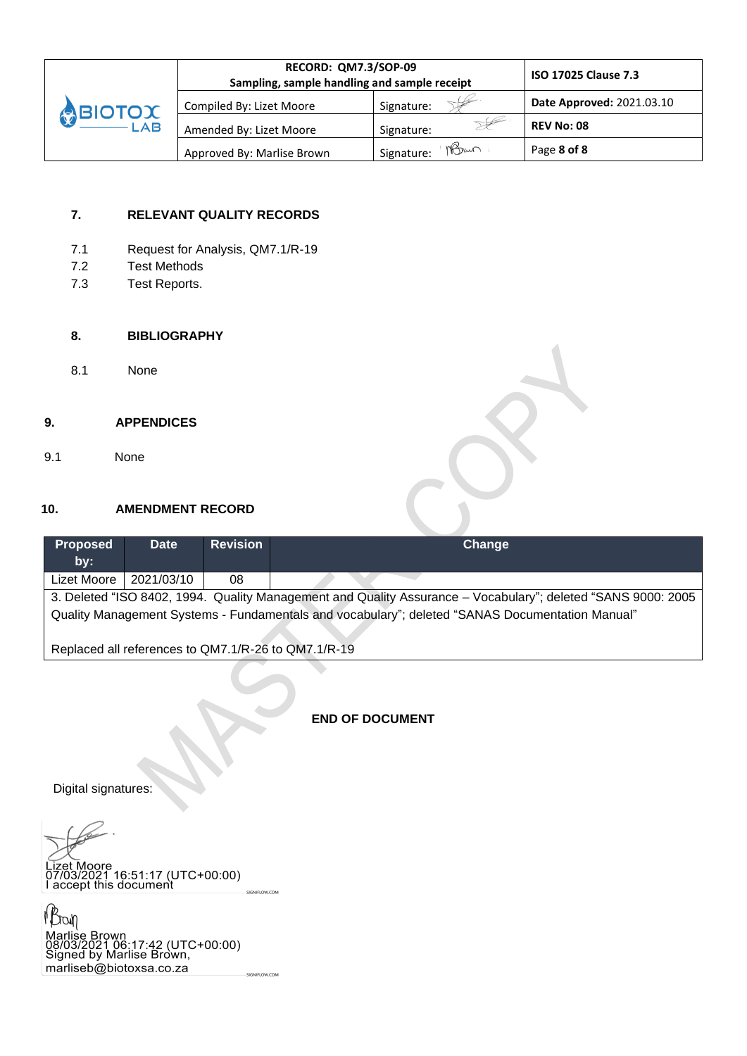## 7. RELEVANT QUALITY RECORDS

7.1 Request for Analysis, QM7.1/R-19
7.2 Test Methods
7.3 Test Reports.

## 8. BIBLIOGRAPHY

8.1 None

## 9. APPENDICES

9.1 None

## 10. AMENDMENT RECORD

| Proposed by: | Date | Revision | Change |
|---|---|---|---|
| Lizet Moore | 2021/03/10 | 08 | |
| 3. Deleted “ISO 8402, 1994. Quality Management and Quality Assurance – Vocabulary”; deleted “SANS 9000: 2005 Quality Management Systems - Fundamentals and vocabulary”; deleted “SANAS Documentation Manual”<br><br>Replaced all references to QM7.1/R-26 to QM7.1/R-19 | | | |

**END OF DOCUMENT**

Digital signatures:

Lizet Moore
07/03/2021 16:51:17 (UTC+00:00)
I accept this document

SIGNIFLOW.COM

Marlise Brown
08/03/2021 06:17:42 (UTC+00:00)
Signed by Marlise Brown,
marliseb@biotoxsa.co.za

SIGNIFLOW.COM